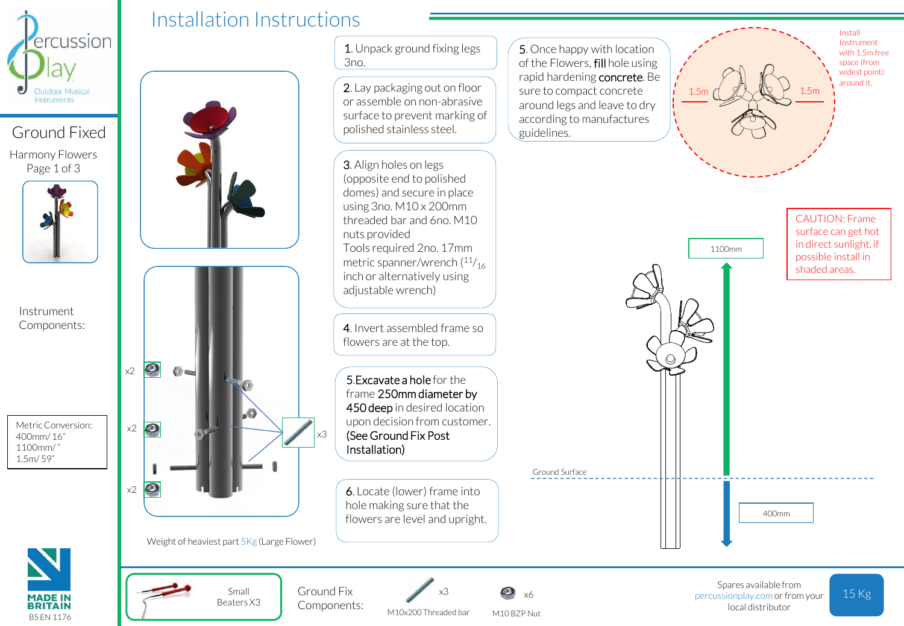# Installation Instructions

Percussion Play
Outdoor Musical Instruments

## Ground Fixed

Harmony Flowers

Instrument Components:

x2

x2

x2

x3

Metric Conversion:
400mm/ 16"
1100mm/ "
1.5m/ 59"

Weight of heaviest part 5Kg (Large Flower)

1. Unpack ground fixing legs 3no.

2. Lay packaging out on floor or assemble on non-abrasive surface to prevent marking of polished stainless steel.

3. Align holes on legs (opposite end to polished domes) and secure in place using 3no. M10 x 200mm threaded bar and 6no. M10 nuts provided
Tools required 2no. 17mm metric spanner/wrench ($^{11}/_{16}$ inch or alternatively using adjustable wrench)

4. Invert assembled frame so flowers are at the top.

5. **Excavate a hole** for the frame **250mm diameter by 450 deep** in desired location upon decision from customer. **(See Ground Fix Post Installation)**

6. Locate (lower) frame into hole making sure that the flowers are level and upright.

5. Once happy with location of the Flowers, **fill** hole using rapid hardening **concrete**. Be sure to compact concrete around legs and leave to dry according to manufactures guidelines.

Install Instrument with 1.5m free space (from widest point) around it.

1.5m

1.5m

CAUTION: Frame surface can get hot in direct sunlight, if possible install in shaded areas.

1100mm

Ground Surface

400mm

Small Beaters X3

Ground Fix Components:

x3
M10x200 Threaded bar

x6
M10 BZP Nut

Spares available from percussionplay.com or from your local distributor

15 Kg

MADE IN BRITAIN
BS EN 1176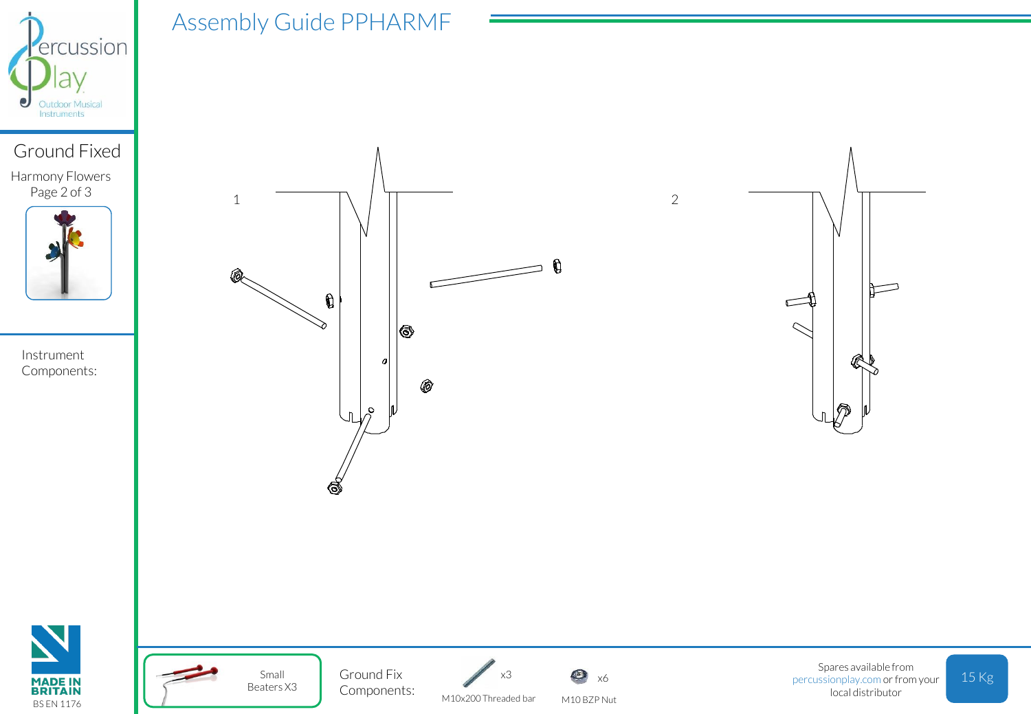# Assembly Guide PPHARMF

## Ground Fixed

Harmony Flowers

1

2

Instrument Components:

Small Beaters X3

Ground Fix Components:

| Item | Quantity |
| --- | --- |
| M10x200 Threaded bar | x3 |
| M10 BZP Nut | x6 |

MADE IN BRITAIN

BS EN 1176

Spares available from percussionplay.com or from your local distributor

15 Kg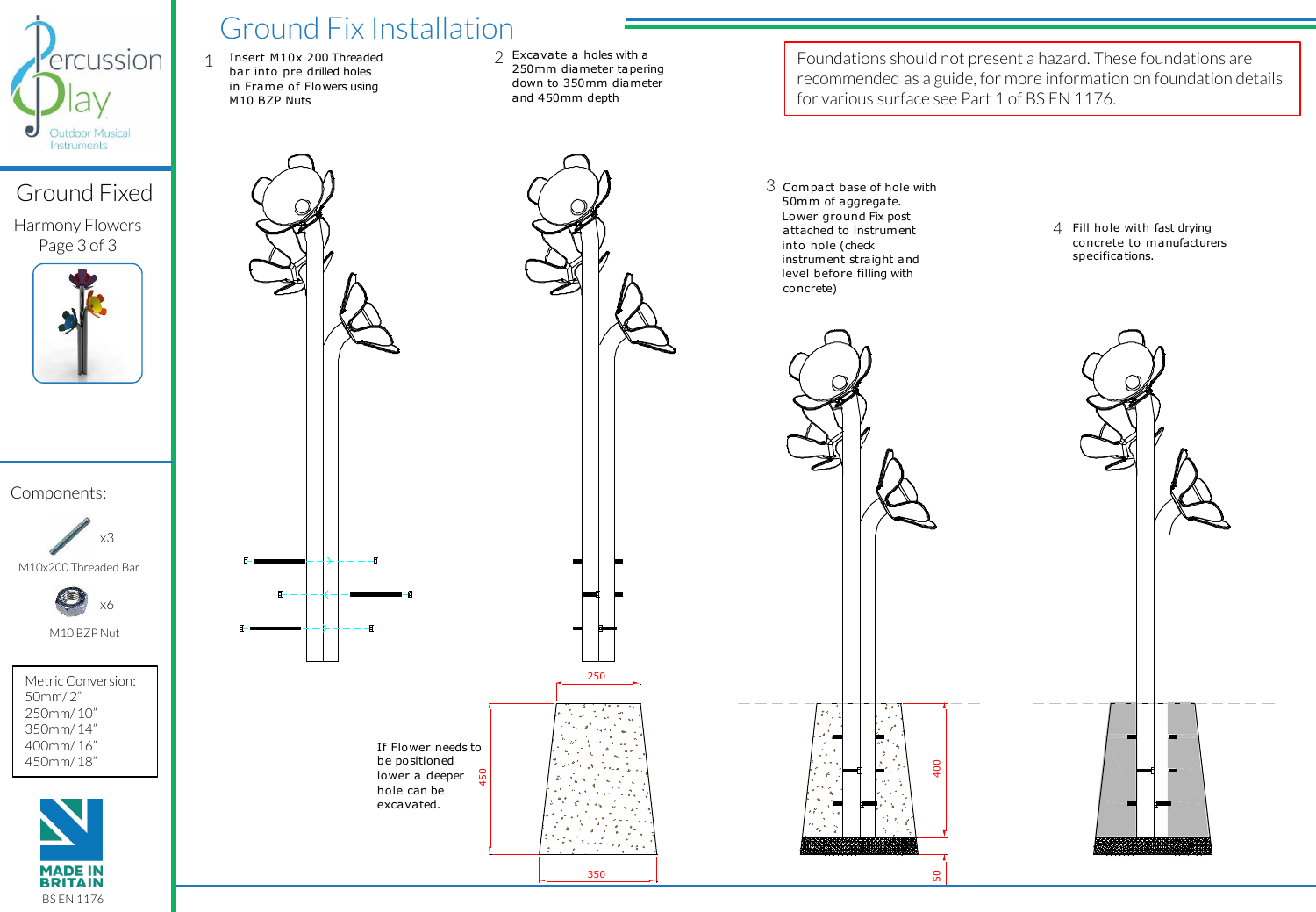# Ground Fix Installation

Percussion Play
Outdoor Musical Instruments

## Ground Fixed

Harmony Flowers

Components:

M10x200 Threaded Bar x3

M10 BZP Nut x6

Metric Conversion:
50mm/ 2"
250mm/ 10"
350mm/ 14"
400mm/ 16"
450mm/ 18"

MADE IN BRITAIN
BS EN 1176

Foundations should not present a hazard. These foundations are recommended as a guide, for more information on foundation details for various surface see Part 1 of BS EN 1176.

1. Insert M10x 200 Threaded bar into pre drilled holes in Frame of Flowers using M10 BZP Nuts

2. Excavate a holes with a 250mm diameter tapering down to 350mm diameter and 450mm depth

250

450

350

If Flower needs to be positioned lower a deeper hole can be excavated.

3. Compact base of hole with 50mm of aggregate. Lower ground Fix post attached to instrument into hole (check instrument straight and level before filling with concrete)

400

50

4. Fill hole with fast drying concrete to manufacturers specifications.